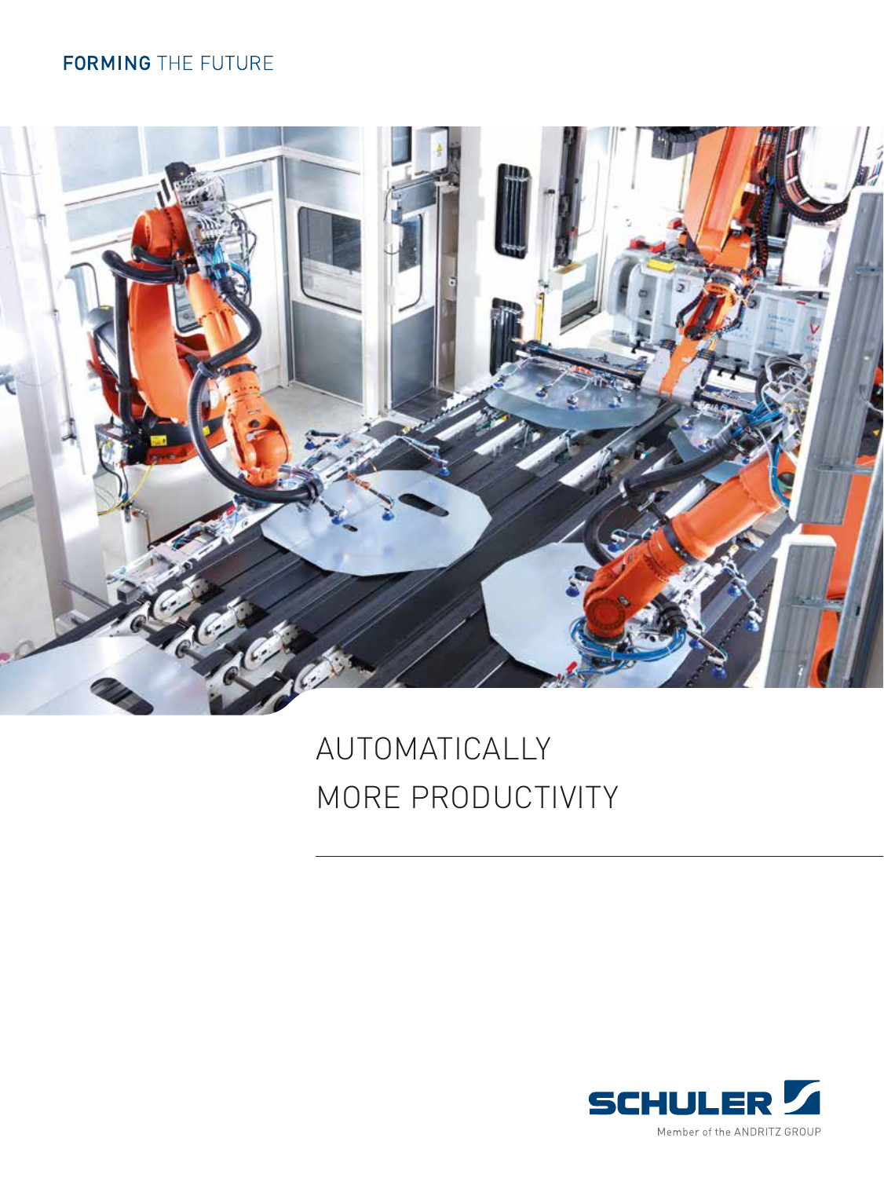**FORMING** THE FUTURE

# AUTOMATICALLY MORE PRODUCTIVITY

SCHULER

Member of the ANDRITZ GROUP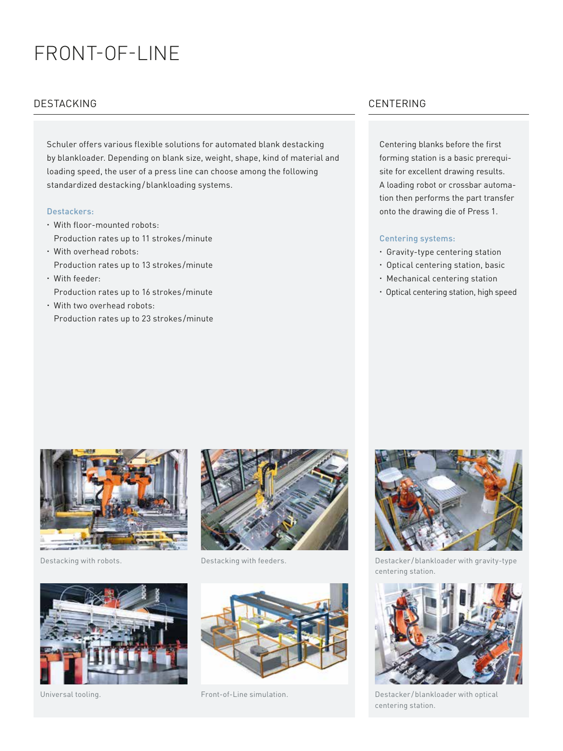# FRONT-OF-LINE

## DESTACKING

Schuler offers various flexible solutions for automated blank destacking by blankloader. Depending on blank size, weight, shape, kind of material and loading speed, the user of a press line can choose among the following standardized destacking/blankloading systems.

### Destackers:

- With floor-mounted robots:
  Production rates up to 11 strokes/minute
- With overhead robots:
  Production rates up to 13 strokes/minute
- With feeder:
  Production rates up to 16 strokes/minute
- With two overhead robots:
  Production rates up to 23 strokes/minute

Destacking with robots.

Destacking with feeders.

Universal tooling.

Front-of-Line simulation.

## CENTERING

Centering blanks before the first forming station is a basic prerequisite for excellent drawing results. A loading robot or crossbar automation then performs the part transfer onto the drawing die of Press 1.

### Centering systems:

- Gravity-type centering station
- Optical centering station, basic
- Mechanical centering station
- Optical centering station, high speed

Destacker/blankloader with gravity-type centering station.

Destacker/blankloader with optical centering station.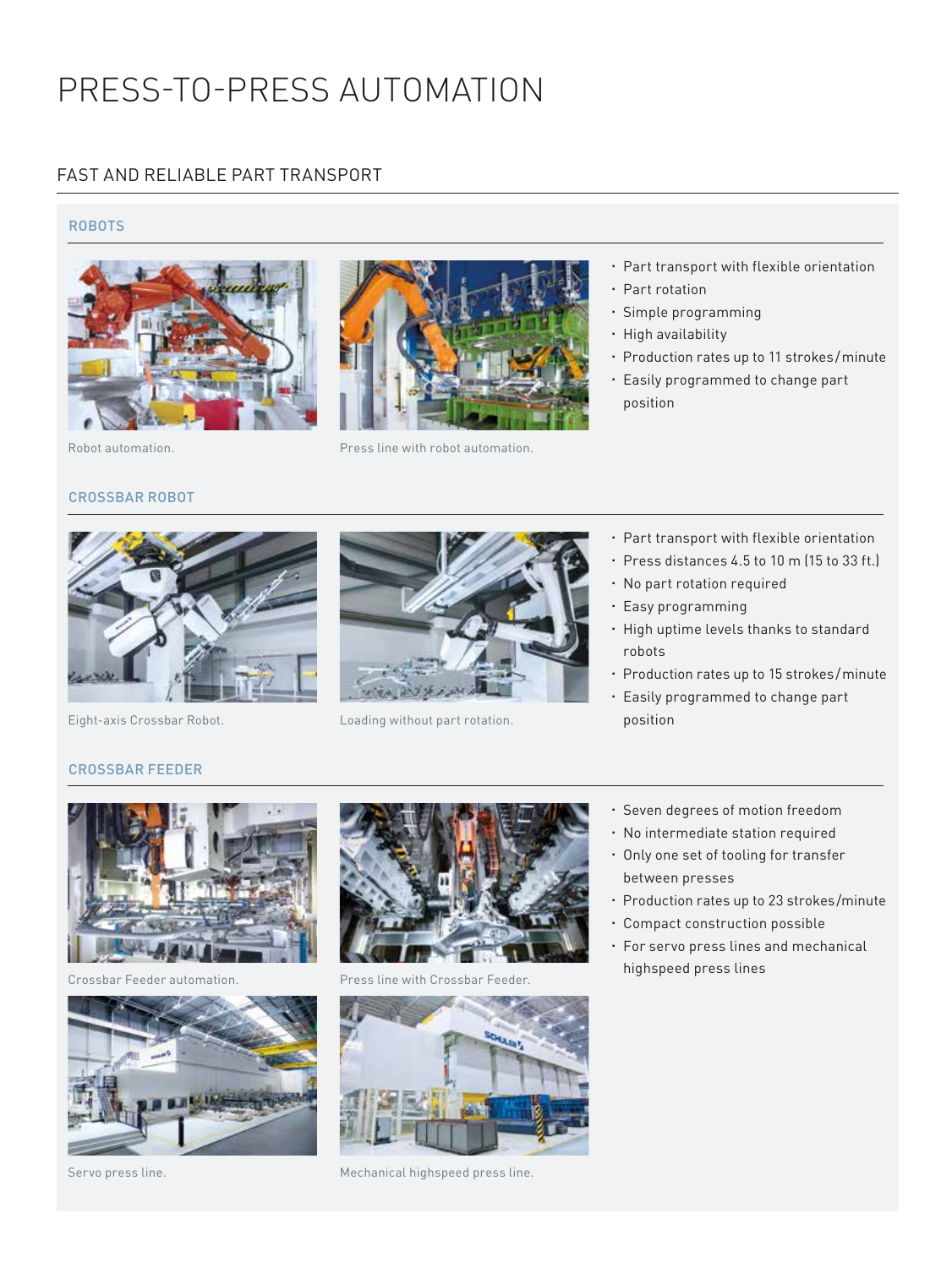# PRESS-TO-PRESS AUTOMATION

## FAST AND RELIABLE PART TRANSPORT

### ROBOTS

Robot automation.

Press line with robot automation.

- Part transport with flexible orientation
- Part rotation
- Simple programming
- High availability
- Production rates up to 11 strokes/minute
- Easily programmed to change part position

### CROSSBAR ROBOT

Eight-axis Crossbar Robot.

Loading without part rotation.

- Part transport with flexible orientation
- Press distances 4.5 to 10 m (15 to 33 ft.)
- No part rotation required
- Easy programming
- High uptime levels thanks to standard robots
- Production rates up to 15 strokes/minute
- Easily programmed to change part position

### CROSSBAR FEEDER

Crossbar Feeder automation.

Press line with Crossbar Feeder.

Servo press line.

Mechanical highspeed press line.

- Seven degrees of motion freedom
- No intermediate station required
- Only one set of tooling for transfer between presses
- Production rates up to 23 strokes/minute
- Compact construction possible
- For servo press lines and mechanical highspeed press lines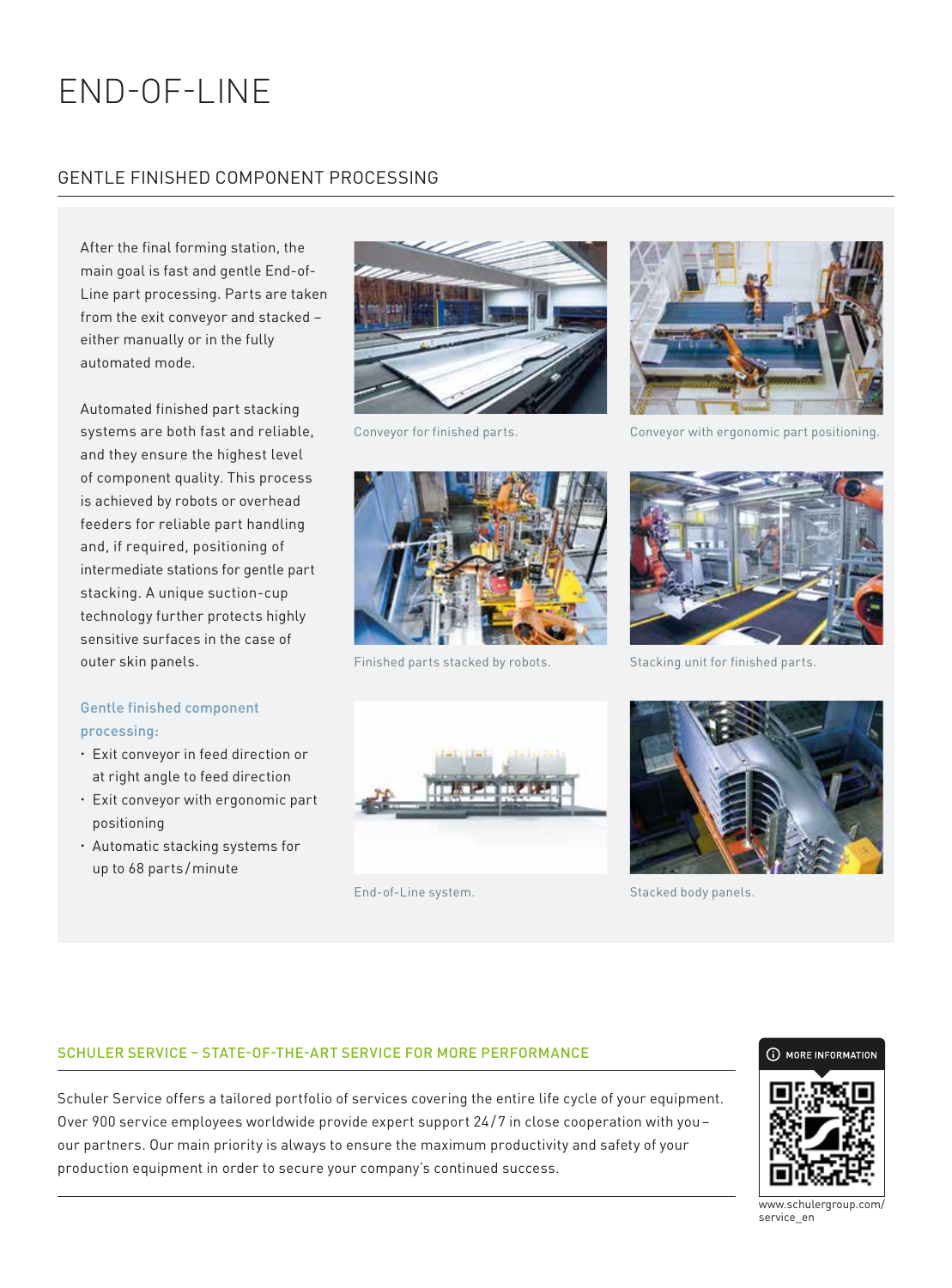# END-OF-LINE

## GENTLE FINISHED COMPONENT PROCESSING

After the final forming station, the main goal is fast and gentle End-of-Line part processing. Parts are taken from the exit conveyor and stacked – either manually or in the fully automated mode.

Automated finished part stacking systems are both fast and reliable, and they ensure the highest level of component quality. This process is achieved by robots or overhead feeders for reliable part handling and, if required, positioning of intermediate stations for gentle part stacking. A unique suction-cup technology further protects highly sensitive surfaces in the case of outer skin panels.

**Gentle finished component processing:**

- Exit conveyor in feed direction or at right angle to feed direction
- Exit conveyor with ergonomic part positioning
- Automatic stacking systems for up to 68 parts/minute

Conveyor for finished parts.

Conveyor with ergonomic part positioning.

Finished parts stacked by robots.

Stacking unit for finished parts.

End-of-Line system.

Stacked body panels.

## SCHULER SERVICE – STATE-OF-THE-ART SERVICE FOR MORE PERFORMANCE

Schuler Service offers a tailored portfolio of services covering the entire life cycle of your equipment. Over 900 service employees worldwide provide expert support 24/7 in close cooperation with you – our partners. Our main priority is always to ensure the maximum productivity and safety of your production equipment in order to secure your company's continued success.

MORE INFORMATION

www.schulergroup.com/service_en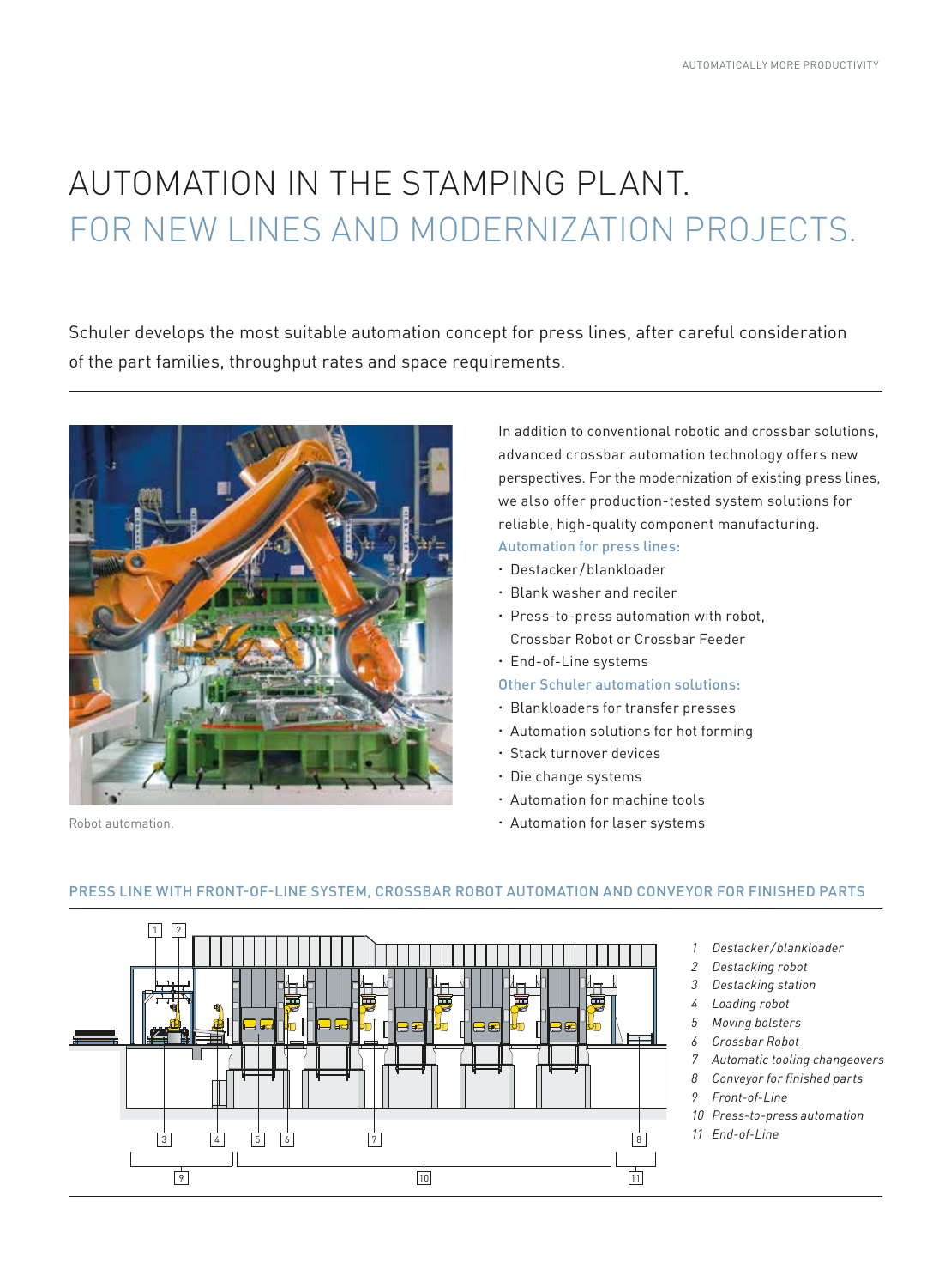# AUTOMATION IN THE STAMPING PLANT.
## FOR NEW LINES AND MODERNIZATION PROJECTS.

Schuler develops the most suitable automation concept for press lines, after careful consideration of the part families, throughput rates and space requirements.

Robot automation.

In addition to conventional robotic and crossbar solutions, advanced crossbar automation technology offers new perspectives. For the modernization of existing press lines, we also offer production-tested system solutions for reliable, high-quality component manufacturing.

**Automation for press lines:**

- Destacker/blankloader
- Blank washer and reoiler
- Press-to-press automation with robot, Crossbar Robot or Crossbar Feeder
- End-of-Line systems

**Other Schuler automation solutions:**

- Blankloaders for transfer presses
- Automation solutions for hot forming
- Stack turnover devices
- Die change systems
- Automation for machine tools
- Automation for laser systems

### PRESS LINE WITH FRONT-OF-LINE SYSTEM, CROSSBAR ROBOT AUTOMATION AND CONVEYOR FOR FINISHED PARTS

1. *Destacker/blankloader*
2. *Destacking robot*
3. *Destacking station*
4. *Loading robot*
5. *Moving bolsters*
6. *Crossbar Robot*
7. *Automatic tooling changeovers*
8. *Conveyor for finished parts*
9. *Front-of-Line*
10. *Press-to-press automation*
11. *End-of-Line*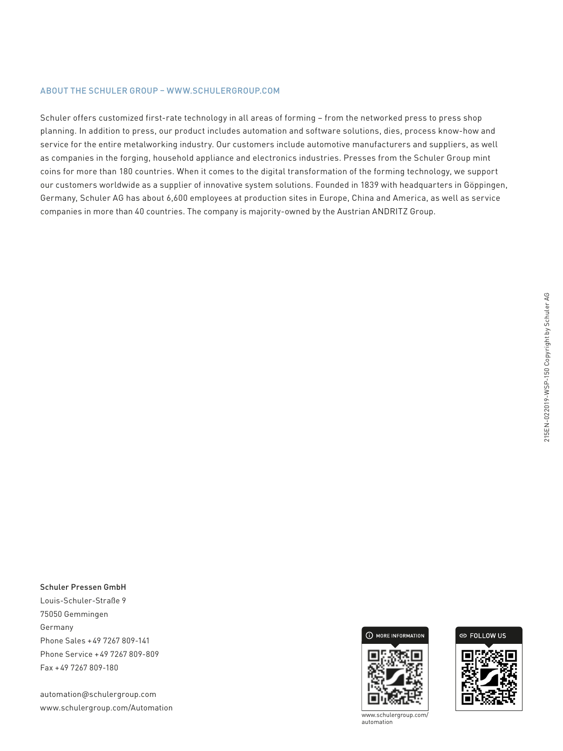## ABOUT THE SCHULER GROUP – WWW.SCHULERGROUP.COM

Schuler offers customized first-rate technology in all areas of forming – from the networked press to press shop planning. In addition to press, our product includes automation and software solutions, dies, process know-how and service for the entire metalworking industry. Our customers include automotive manufacturers and suppliers, as well as companies in the forging, household appliance and electronics industries. Presses from the Schuler Group mint coins for more than 180 countries. When it comes to the digital transformation of the forming technology, we support our customers worldwide as a supplier of innovative system solutions. Founded in 1839 with headquarters in Göppingen, Germany, Schuler AG has about 6,600 employees at production sites in Europe, China and America, as well as service companies in more than 40 countries. The company is majority-owned by the Austrian ANDRITZ Group.

215EN-022019-WSP-150 Copyright by Schuler AG

**Schuler Pressen GmbH**
Louis-Schuler-Straße 9
75050 Gemmingen
Germany
Phone Sales +49 7267 809-141
Phone Service +49 7267 809-809
Fax +49 7267 809-180

automation@schulergroup.com
www.schulergroup.com/Automation

MORE INFORMATION

www.schulergroup.com/automation

FOLLOW US